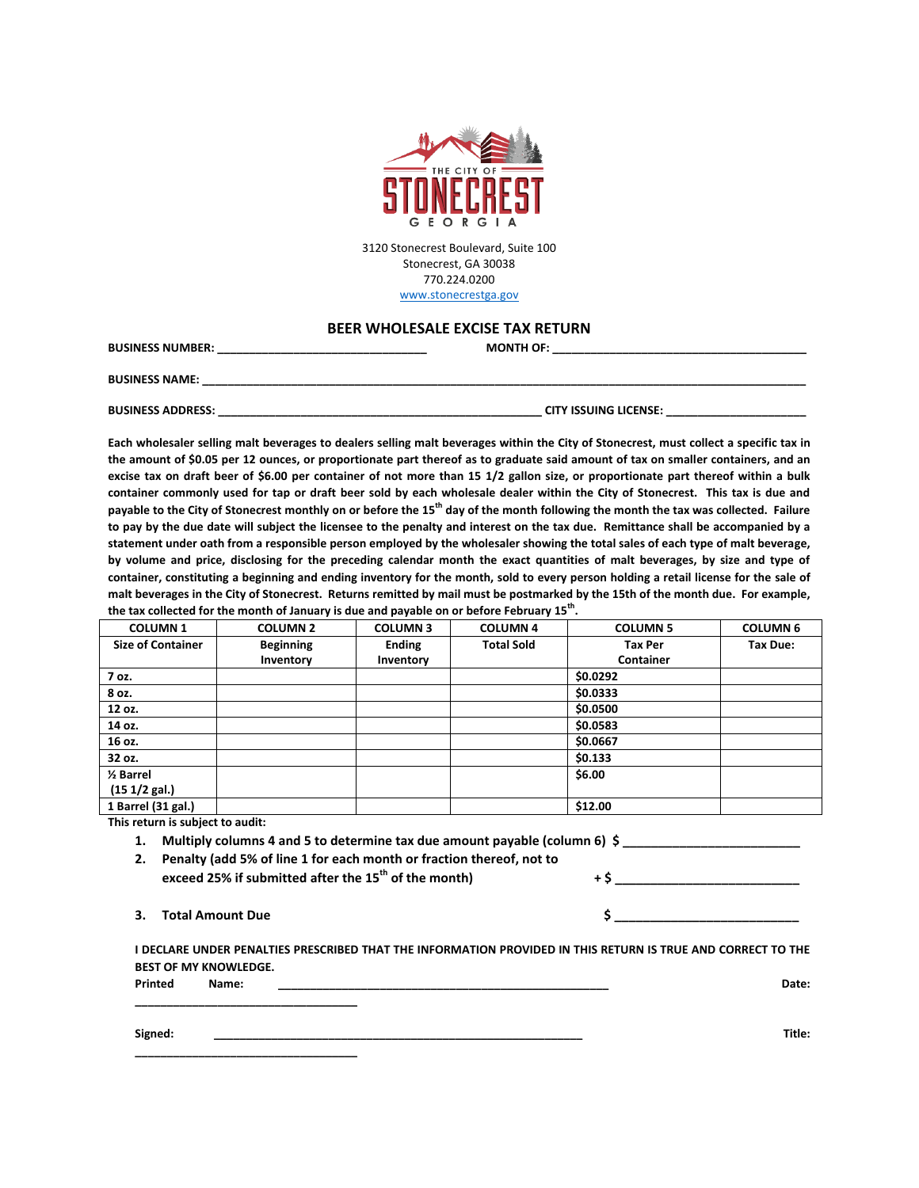THE CITY OF STONECREST GEORGIA

3120 Stonecrest Boulevard, Suite 100
Stonecrest, GA 30038
770.224.0200
www.stonecrestga.gov

## BEER WHOLESALE EXCISE TAX RETURN

**BUSINESS NUMBER:** ________________________________ **MONTH OF:** ________________________________________

**BUSINESS NAME:** ____________________________________________________________________________________________

**BUSINESS ADDRESS:** __________________________________________________ **CITY ISSUING LICENSE:** _____________________

**Each wholesaler selling malt beverages to dealers selling malt beverages within the City of Stonecrest, must collect a specific tax in the amount of $0.05 per 12 ounces, or proportionate part thereof as to graduate said amount of tax on smaller containers, and an excise tax on draft beer of $6.00 per container of not more than 15 1/2 gallon size, or proportionate part thereof within a bulk container commonly used for tap or draft beer sold by each wholesale dealer within the City of Stonecrest. This tax is due and payable to the City of Stonecrest monthly on or before the 15th day of the month following the month the tax was collected. Failure to pay by the due date will subject the licensee to the penalty and interest on the tax due. Remittance shall be accompanied by a statement under oath from a responsible person employed by the wholesaler showing the total sales of each type of malt beverage, by volume and price, disclosing for the preceding calendar month the exact quantities of malt beverages, by size and type of container, constituting a beginning and ending inventory for the month, sold to every person holding a retail license for the sale of malt beverages in the City of Stonecrest. Returns remitted by mail must be postmarked by the 15th of the month due. For example, the tax collected for the month of January is due and payable on or before February 15th.**

| COLUMN 1<br>Size of Container | COLUMN 2<br>Beginning Inventory | COLUMN 3<br>Ending Inventory | COLUMN 4<br>Total Sold | COLUMN 5<br>Tax Per Container | COLUMN 6<br>Tax Due: |
|---|---|---|---|---|---|
| 7 oz. | | | | $0.0292 | |
| 8 oz. | | | | $0.0333 | |
| 12 oz. | | | | $0.0500 | |
| 14 oz. | | | | $0.0583 | |
| 16 oz. | | | | $0.0667 | |
| 32 oz. | | | | $0.133 | |
| ½ Barrel (15 1/2 gal.) | | | | $6.00 | |
| 1 Barrel (31 gal.) | | | | $12.00 | |

**This return is subject to audit:**

1. **Multiply columns 4 and 5 to determine tax due amount payable (column 6)** $ ________________________
2. **Penalty (add 5% of line 1 for each month or fraction thereof, not to exceed 25% if submitted after the 15th of the month)** + $ ________________________
3. **Total Amount Due** $ ________________________

**I DECLARE UNDER PENALTIES PRESCRIBED THAT THE INFORMATION PROVIDED IN THIS RETURN IS TRUE AND CORRECT TO THE BEST OF MY KNOWLEDGE.**

**Printed Name:** ____________________________________________________ **Date:** ________________________________

**Signed:** ____________________________________________________________ **Title:** ________________________________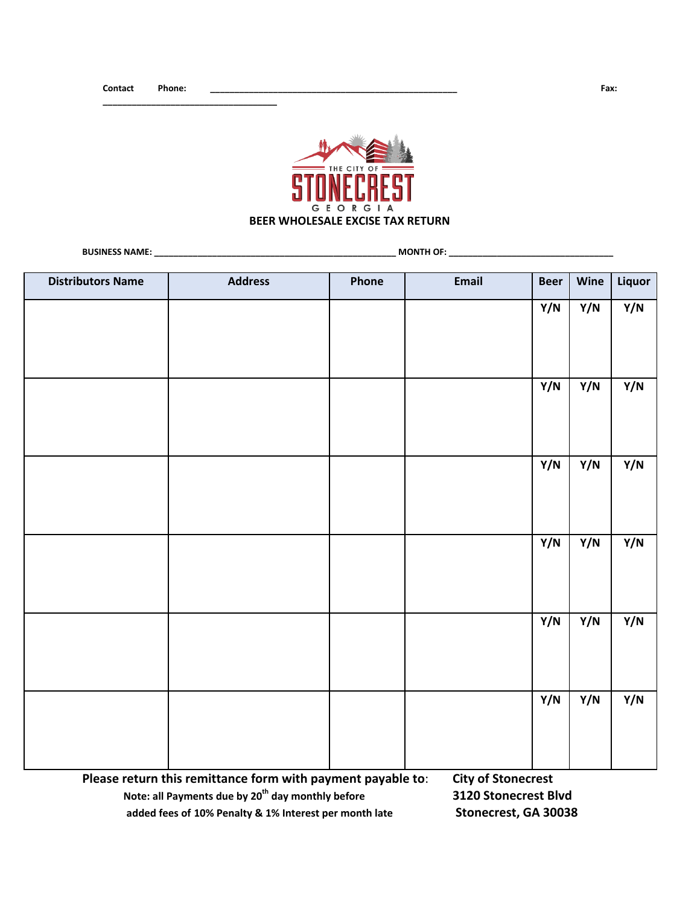Contact Phone: ______________________________________________________ Fax: ____________________________________

THE CITY OF STONECREST GEORGIA

**BEER WHOLESALE EXCISE TAX RETURN**

**BUSINESS NAME:** ___________________________________________________ **MONTH OF:** __________________________________

| Distributors Name | Address | Phone | Email | Beer | Wine | Liquor |
|---|---|---|---|---|---|---|
| | | | | Y/N | Y/N | Y/N |
| | | | | Y/N | Y/N | Y/N |
| | | | | Y/N | Y/N | Y/N |
| | | | | Y/N | Y/N | Y/N |
| | | | | Y/N | Y/N | Y/N |
| | | | | Y/N | Y/N | Y/N |

**Please return this remittance form with payment payable to:**

**Note: all Payments due by 20th day monthly before added fees of 10% Penalty & 1% Interest per month late**

**City of Stonecrest**
**3120 Stonecrest Blvd**
**Stonecrest, GA 30038**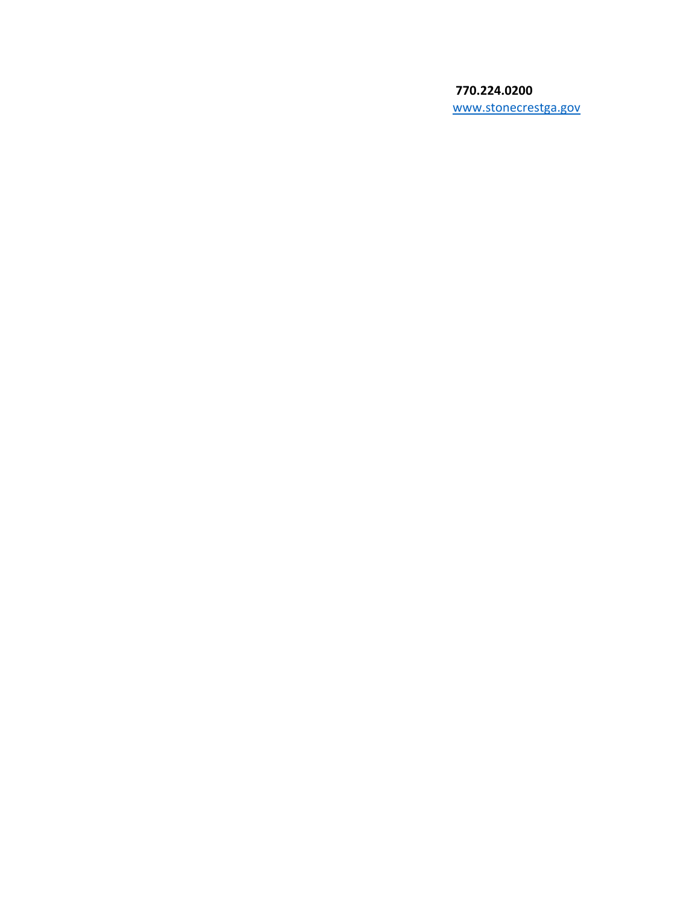**770.224.0200**
[www.stonecrestga.gov](http://www.stonecrestga.gov)